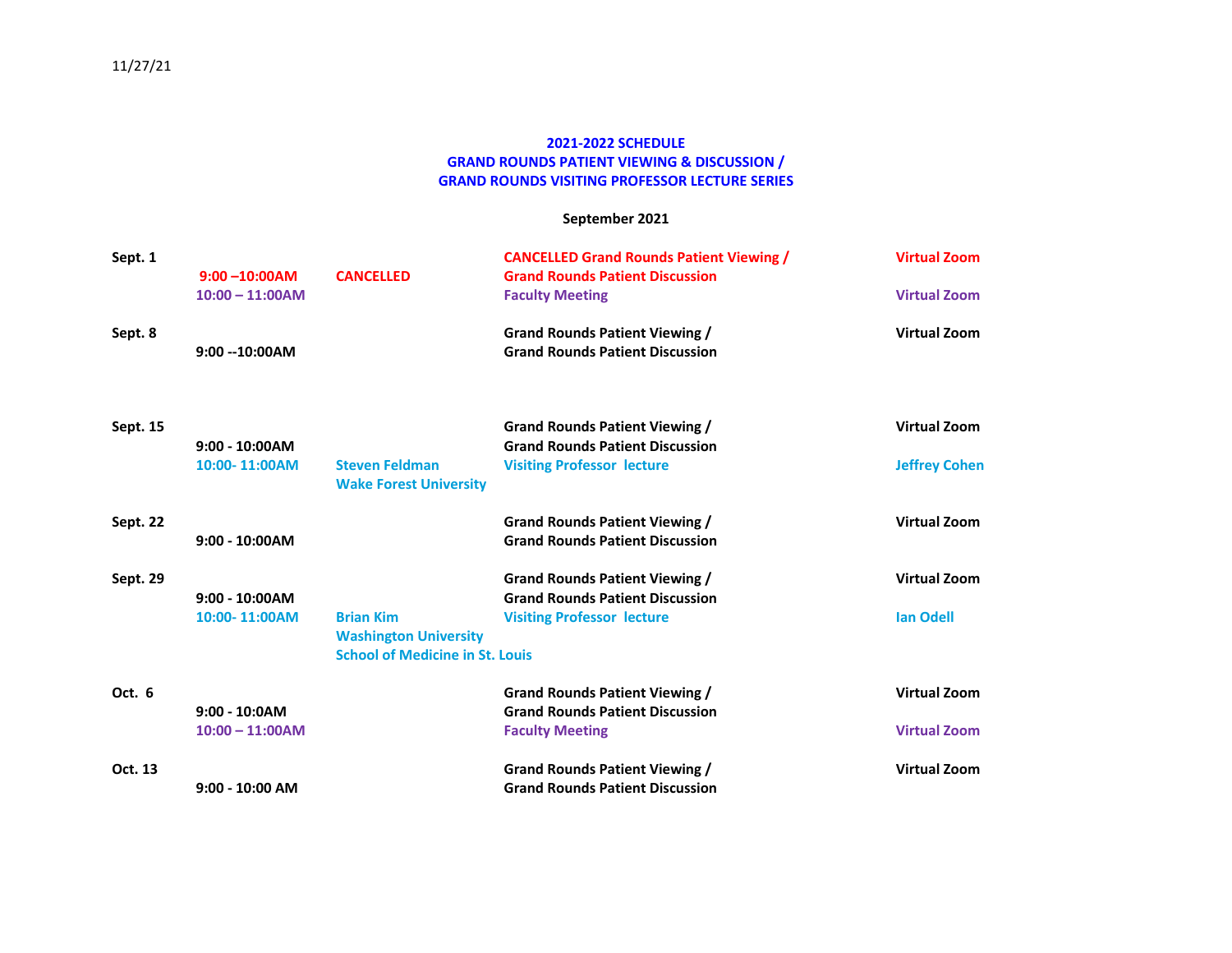11/27/21

## 2021-2022 SCHEDULE
## GRAND ROUNDS PATIENT VIEWING & DISCUSSION / GRAND ROUNDS VISITING PROFESSOR LECTURE SERIES

### September 2021

| Date | Time | Speaker | Event | Location/Host |
|---|---|---|---|---|
| **Sept. 1** | | | **CANCELLED Grand Rounds Patient Viewing /** | **Virtual Zoom** |
| | **9:00 –10:00AM** | **CANCELLED** | **Grand Rounds Patient Discussion** | |
| | **10:00 – 11:00AM** | | **Faculty Meeting** | **Virtual Zoom** |
| **Sept. 8** | | | **Grand Rounds Patient Viewing /** | **Virtual Zoom** |
| | **9:00 --10:00AM** | | **Grand Rounds Patient Discussion** | |
| **Sept. 15** | | | **Grand Rounds Patient Viewing /** | **Virtual Zoom** |
| | **9:00 - 10:00AM** | | **Grand Rounds Patient Discussion** | |
| | **10:00- 11:00AM** | **Steven Feldman Wake Forest University** | **Visiting Professor lecture** | **Jeffrey Cohen** |
| **Sept. 22** | | | **Grand Rounds Patient Viewing /** | **Virtual Zoom** |
| | **9:00 - 10:00AM** | | **Grand Rounds Patient Discussion** | |
| **Sept. 29** | | | **Grand Rounds Patient Viewing /** | **Virtual Zoom** |
| | **9:00 - 10:00AM** | | **Grand Rounds Patient Discussion** | |
| | **10:00- 11:00AM** | **Brian Kim Washington University School of Medicine in St. Louis** | **Visiting Professor lecture** | **Ian Odell** |
| **Oct. 6** | | | **Grand Rounds Patient Viewing /** | **Virtual Zoom** |
| | **9:00 - 10:0AM** | | **Grand Rounds Patient Discussion** | |
| | **10:00 – 11:00AM** | | **Faculty Meeting** | **Virtual Zoom** |
| **Oct. 13** | | | **Grand Rounds Patient Viewing /** | **Virtual Zoom** |
| | **9:00 - 10:00 AM** | | **Grand Rounds Patient Discussion** | |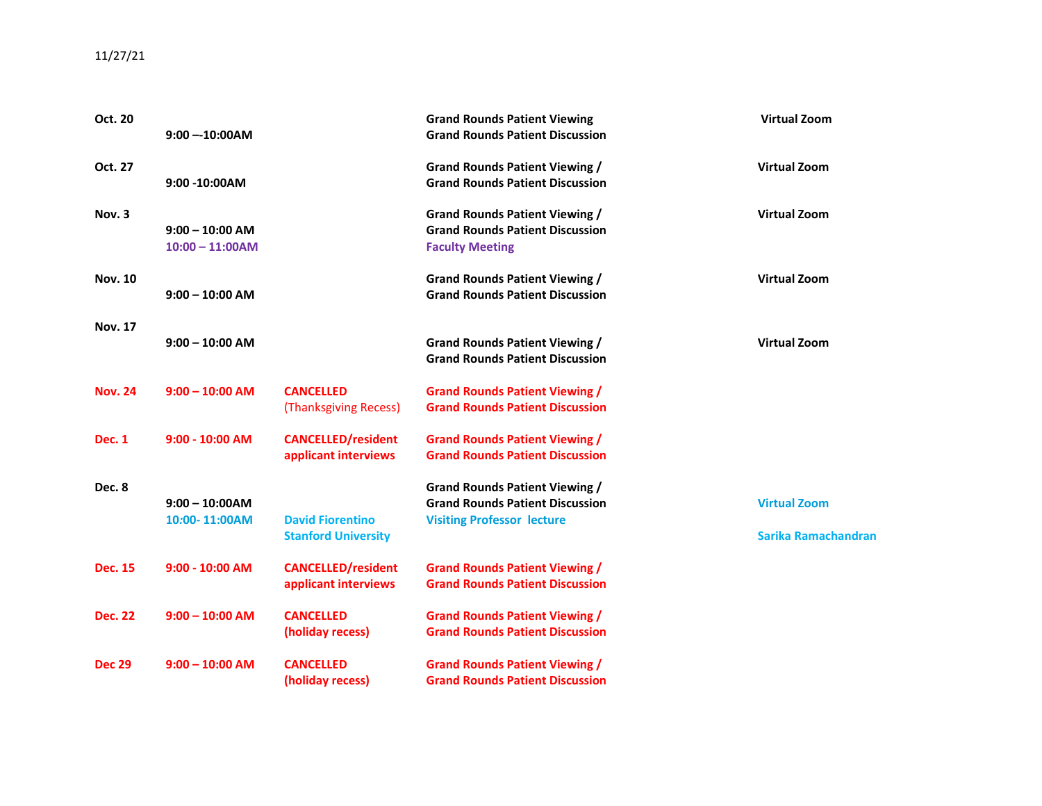11/27/21

| Date | Time | Note | Event | Location |
|---|---|---|---|---|
| **Oct. 20** | **9:00 –-10:00AM** | | **Grand Rounds Patient Viewing**<br>**Grand Rounds Patient Discussion** | **Virtual Zoom** |
| **Oct. 27** | **9:00 -10:00AM** | | **Grand Rounds Patient Viewing /**<br>**Grand Rounds Patient Discussion** | **Virtual Zoom** |
| **Nov. 3** | **9:00 – 10:00 AM** | | **Grand Rounds Patient Viewing /**<br>**Grand Rounds Patient Discussion** | **Virtual Zoom** |
| | **10:00 – 11:00AM** | | **Faculty Meeting** | |
| **Nov. 10** | **9:00 – 10:00 AM** | | **Grand Rounds Patient Viewing /**<br>**Grand Rounds Patient Discussion** | **Virtual Zoom** |
| **Nov. 17** | **9:00 – 10:00 AM** | | **Grand Rounds Patient Viewing /**<br>**Grand Rounds Patient Discussion** | **Virtual Zoom** |
| **Nov. 24** | **9:00 – 10:00 AM** | **CANCELLED**<br>(Thanksgiving Recess) | **Grand Rounds Patient Viewing /**<br>**Grand Rounds Patient Discussion** | |
| **Dec. 1** | **9:00 - 10:00 AM** | **CANCELLED/resident applicant interviews** | **Grand Rounds Patient Viewing /**<br>**Grand Rounds Patient Discussion** | |
| **Dec. 8** | **9:00 – 10:00AM** | | **Grand Rounds Patient Viewing /**<br>**Grand Rounds Patient Discussion** | **Virtual Zoom** |
| | **10:00- 11:00AM** | **David Fiorentino**<br>**Stanford University** | **Visiting Professor lecture** | **Sarika Ramachandran** |
| **Dec. 15** | **9:00 - 10:00 AM** | **CANCELLED/resident applicant interviews** | **Grand Rounds Patient Viewing /**<br>**Grand Rounds Patient Discussion** | |
| **Dec. 22** | **9:00 – 10:00 AM** | **CANCELLED**<br>**(holiday recess)** | **Grand Rounds Patient Viewing /**<br>**Grand Rounds Patient Discussion** | |
| **Dec 29** | **9:00 – 10:00 AM** | **CANCELLED**<br>**(holiday recess)** | **Grand Rounds Patient Viewing /**<br>**Grand Rounds Patient Discussion** | |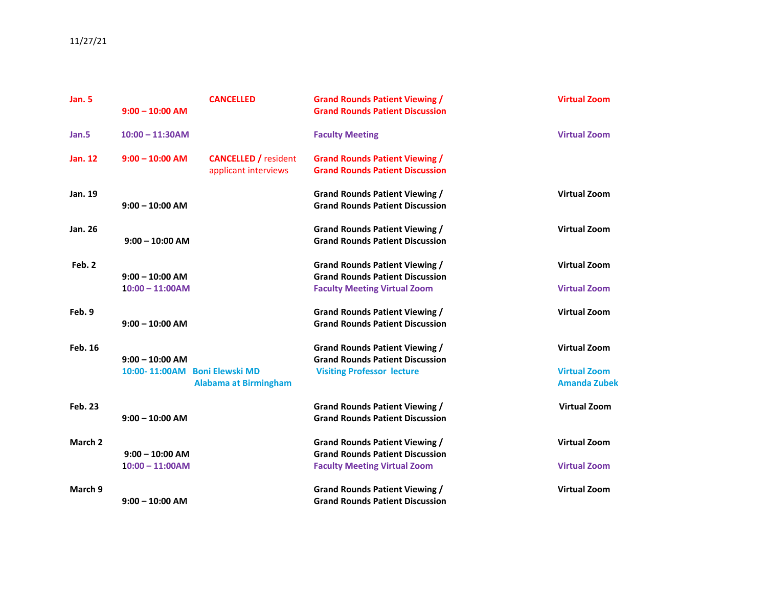11/27/21

| Date | Time | Note | Event | Location |
| --- | --- | --- | --- | --- |
| Jan. 5 | 9:00 – 10:00 AM | CANCELLED | Grand Rounds Patient Viewing / Grand Rounds Patient Discussion | Virtual Zoom |
| Jan.5 | 10:00 – 11:30AM | | Faculty Meeting | Virtual Zoom |
| Jan. 12 | 9:00 – 10:00 AM | CANCELLED / resident applicant interviews | Grand Rounds Patient Viewing / Grand Rounds Patient Discussion | |
| Jan. 19 | 9:00 – 10:00 AM | | Grand Rounds Patient Viewing / Grand Rounds Patient Discussion | Virtual Zoom |
| Jan. 26 | 9:00 – 10:00 AM | | Grand Rounds Patient Viewing / Grand Rounds Patient Discussion | Virtual Zoom |
| Feb. 2 | 9:00 – 10:00 AM | | Grand Rounds Patient Viewing / Grand Rounds Patient Discussion | Virtual Zoom |
| | 10:00 – 11:00AM | | Faculty Meeting Virtual Zoom | Virtual Zoom |
| Feb. 9 | 9:00 – 10:00 AM | | Grand Rounds Patient Viewing / Grand Rounds Patient Discussion | Virtual Zoom |
| Feb. 16 | 9:00 – 10:00 AM | | Grand Rounds Patient Viewing / Grand Rounds Patient Discussion | Virtual Zoom |
| | 10:00- 11:00AM | Boni Elewski MD Alabama at Birmingham | Visiting Professor lecture | Virtual Zoom Amanda Zubek |
| Feb. 23 | 9:00 – 10:00 AM | | Grand Rounds Patient Viewing / Grand Rounds Patient Discussion | Virtual Zoom |
| March 2 | 9:00 – 10:00 AM | | Grand Rounds Patient Viewing / Grand Rounds Patient Discussion | Virtual Zoom |
| | 10:00 – 11:00AM | | Faculty Meeting Virtual Zoom | Virtual Zoom |
| March 9 | 9:00 – 10:00 AM | | Grand Rounds Patient Viewing / Grand Rounds Patient Discussion | Virtual Zoom |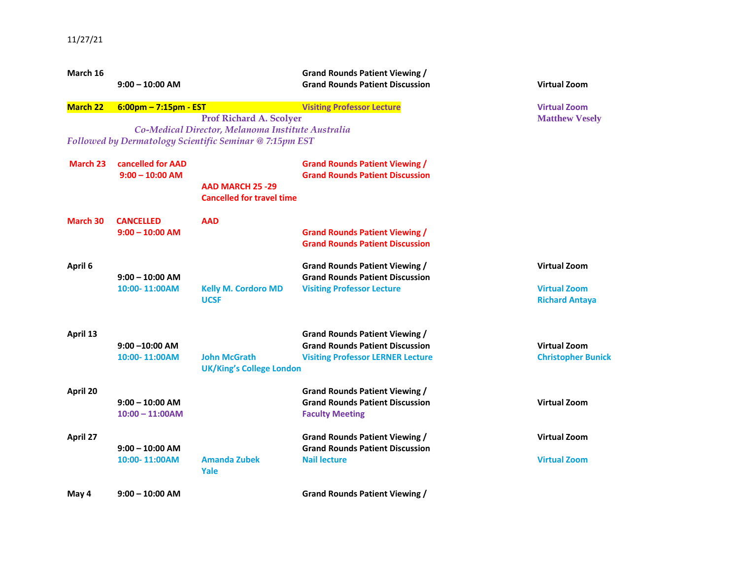11/27/21

| Date | Time | Speaker | Event | Location |
|---|---|---|---|---|
| March 16 | 9:00 – 10:00 AM | | Grand Rounds Patient Viewing / Grand Rounds Patient Discussion | Virtual Zoom |
| March 22 | 6:00pm – 7:15pm - EST | Prof Richard A. Scolyer, *Co-Medical Director, Melanoma Institute Australia* | Visiting Professor Lecture | Virtual Zoom, Matthew Vesely |
| | | *Followed by Dermatology Scientific Seminar @ 7:15pm EST* | | |
| March 23 | cancelled for AAD 9:00 – 10:00 AM | AAD MARCH 25 -29 Cancelled for travel time | Grand Rounds Patient Viewing / Grand Rounds Patient Discussion | |
| March 30 | CANCELLED 9:00 – 10:00 AM | AAD | Grand Rounds Patient Viewing / Grand Rounds Patient Discussion | |
| April 6 | 9:00 – 10:00 AM | | Grand Rounds Patient Viewing / Grand Rounds Patient Discussion | Virtual Zoom |
| | 10:00- 11:00AM | Kelly M. Cordoro MD UCSF | Visiting Professor Lecture | Virtual Zoom, Richard Antaya |
| April 13 | 9:00 –10:00 AM | | Grand Rounds Patient Viewing / Grand Rounds Patient Discussion | Virtual Zoom |
| | 10:00- 11:00AM | John McGrath UK/King's College London | Visiting Professor LERNER Lecture | Christopher Bunick |
| April 20 | 9:00 – 10:00 AM | | Grand Rounds Patient Viewing / Grand Rounds Patient Discussion | Virtual Zoom |
| | 10:00 – 11:00AM | | Faculty Meeting | |
| April 27 | 9:00 – 10:00 AM | | Grand Rounds Patient Viewing / Grand Rounds Patient Discussion | Virtual Zoom |
| | 10:00- 11:00AM | Amanda Zubek Yale | Nail lecture | Virtual Zoom |
| May 4 | 9:00 – 10:00 AM | | Grand Rounds Patient Viewing / | |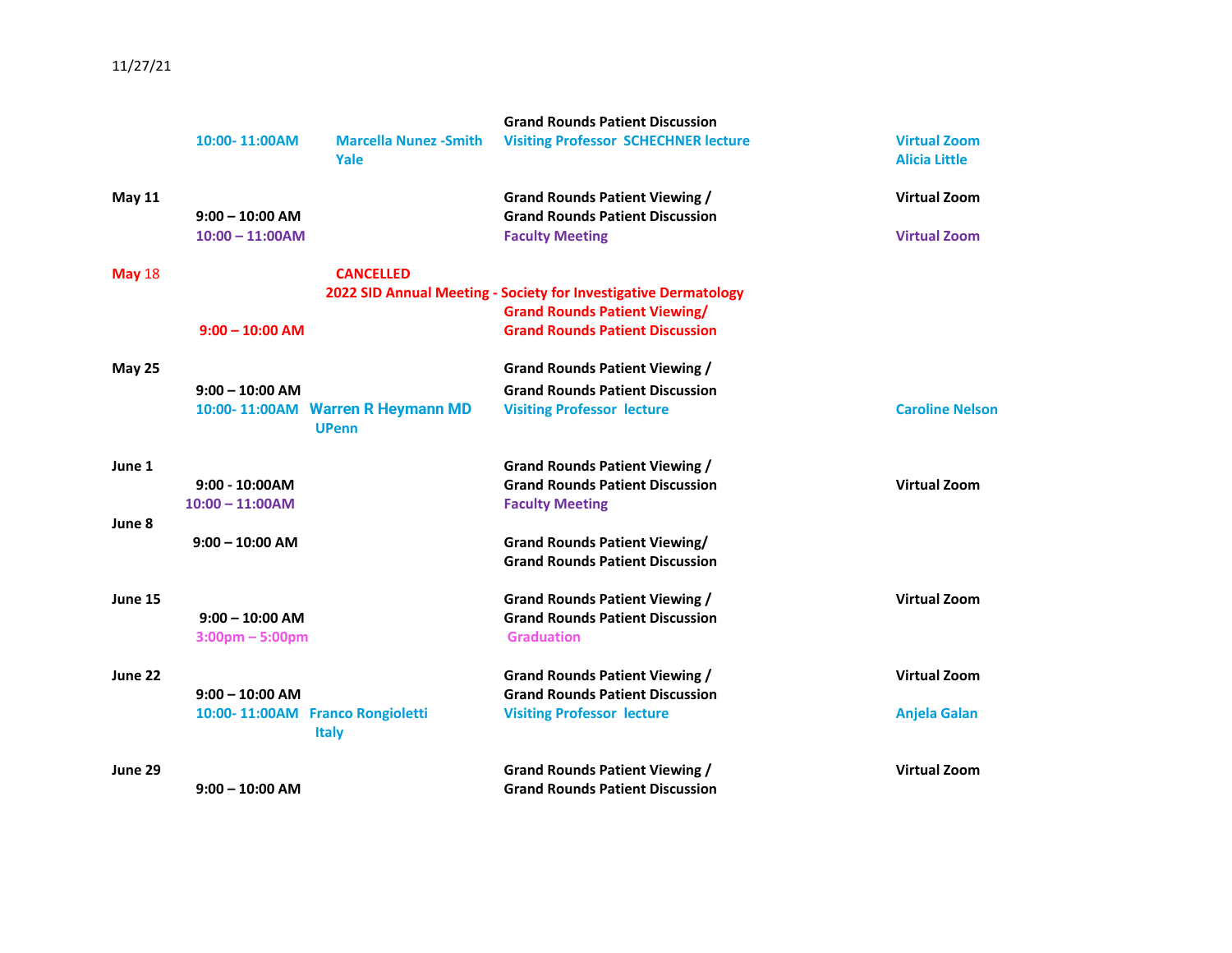11/27/21

| | | | | |
|---|---|---|---|---|
| | | | Grand Rounds Patient Discussion | |
| | 10:00- 11:00AM | Marcella Nunez -Smith Yale | Visiting Professor SCHECHNER lecture | Virtual Zoom Alicia Little |
| May 11 | | | Grand Rounds Patient Viewing / | Virtual Zoom |
| | 9:00 – 10:00 AM | | Grand Rounds Patient Discussion | |
| | 10:00 – 11:00AM | | Faculty Meeting | Virtual Zoom |
| May 18 | | CANCELLED | | |
| | | 2022 SID Annual Meeting - Society for Investigative Dermatology | | |
| | | | Grand Rounds Patient Viewing/ | |
| | 9:00 – 10:00 AM | | Grand Rounds Patient Discussion | |
| May 25 | | | Grand Rounds Patient Viewing / | |
| | 9:00 – 10:00 AM | | Grand Rounds Patient Discussion | |
| | 10:00- 11:00AM | Warren R Heymann MD UPenn | Visiting Professor lecture | Caroline Nelson |
| June 1 | | | Grand Rounds Patient Viewing / | |
| | 9:00 - 10:00AM | | Grand Rounds Patient Discussion | Virtual Zoom |
| | 10:00 – 11:00AM | | Faculty Meeting | |
| June 8 | | | | |
| | 9:00 – 10:00 AM | | Grand Rounds Patient Viewing/ | |
| | | | Grand Rounds Patient Discussion | |
| June 15 | | | Grand Rounds Patient Viewing / | Virtual Zoom |
| | 9:00 – 10:00 AM | | Grand Rounds Patient Discussion | |
| | 3:00pm – 5:00pm | | Graduation | |
| June 22 | | | Grand Rounds Patient Viewing / | Virtual Zoom |
| | 9:00 – 10:00 AM | | Grand Rounds Patient Discussion | |
| | 10:00- 11:00AM | Franco Rongioletti Italy | Visiting Professor lecture | Anjela Galan |
| June 29 | | | Grand Rounds Patient Viewing / | Virtual Zoom |
| | 9:00 – 10:00 AM | | Grand Rounds Patient Discussion | |